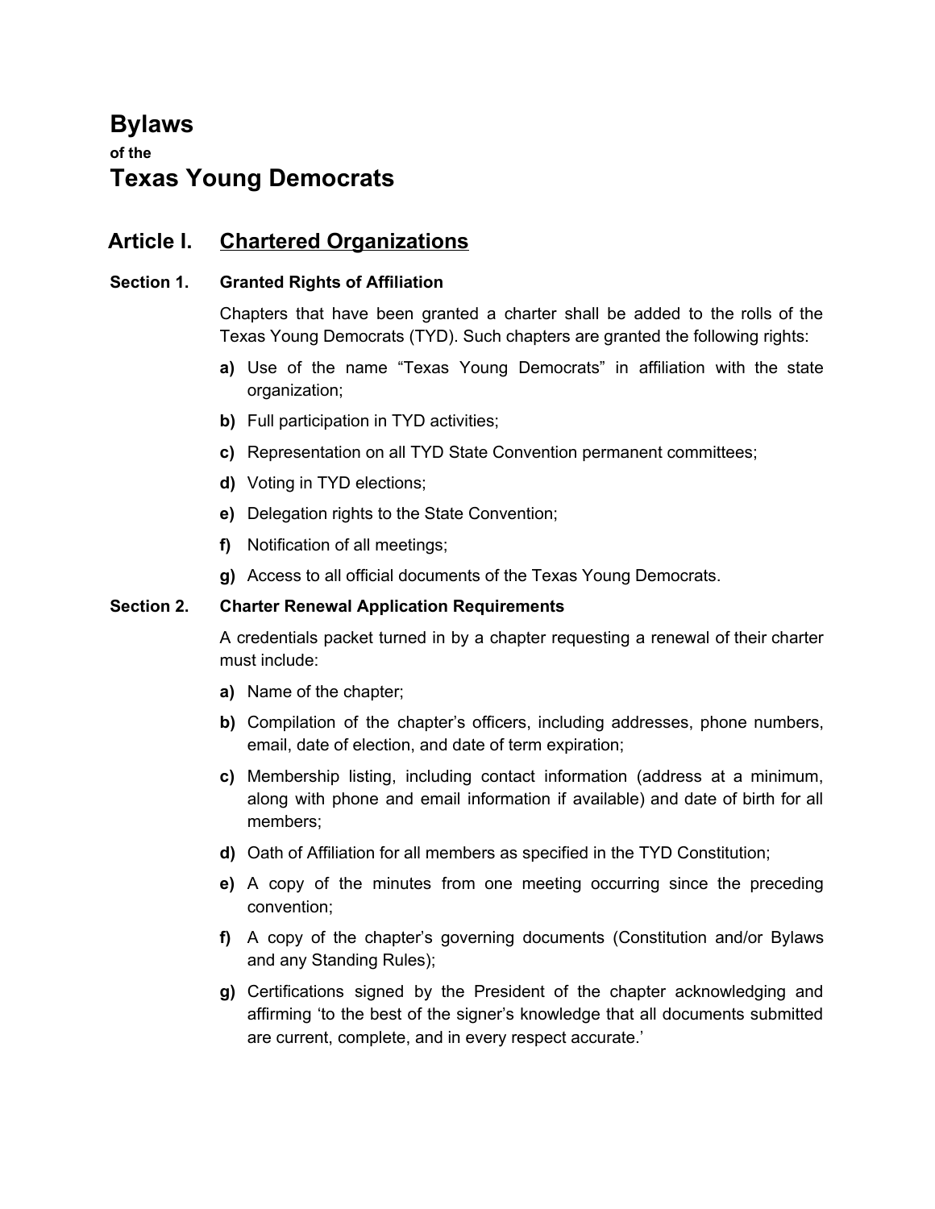# Bylaws

**of the**

# Texas Young Democrats

## Article I. Chartered Organizations

### Section 1. Granted Rights of Affiliation

Chapters that have been granted a charter shall be added to the rolls of the Texas Young Democrats (TYD). Such chapters are granted the following rights:

**a)** Use of the name “Texas Young Democrats” in affiliation with the state organization;

**b)** Full participation in TYD activities;

**c)** Representation on all TYD State Convention permanent committees;

**d)** Voting in TYD elections;

**e)** Delegation rights to the State Convention;

**f)** Notification of all meetings;

**g)** Access to all official documents of the Texas Young Democrats.

### Section 2. Charter Renewal Application Requirements

A credentials packet turned in by a chapter requesting a renewal of their charter must include:

**a)** Name of the chapter;

**b)** Compilation of the chapter’s officers, including addresses, phone numbers, email, date of election, and date of term expiration;

**c)** Membership listing, including contact information (address at a minimum, along with phone and email information if available) and date of birth for all members;

**d)** Oath of Affiliation for all members as specified in the TYD Constitution;

**e)** A copy of the minutes from one meeting occurring since the preceding convention;

**f)** A copy of the chapter’s governing documents (Constitution and/or Bylaws and any Standing Rules);

**g)** Certifications signed by the President of the chapter acknowledging and affirming ‘to the best of the signer’s knowledge that all documents submitted are current, complete, and in every respect accurate.’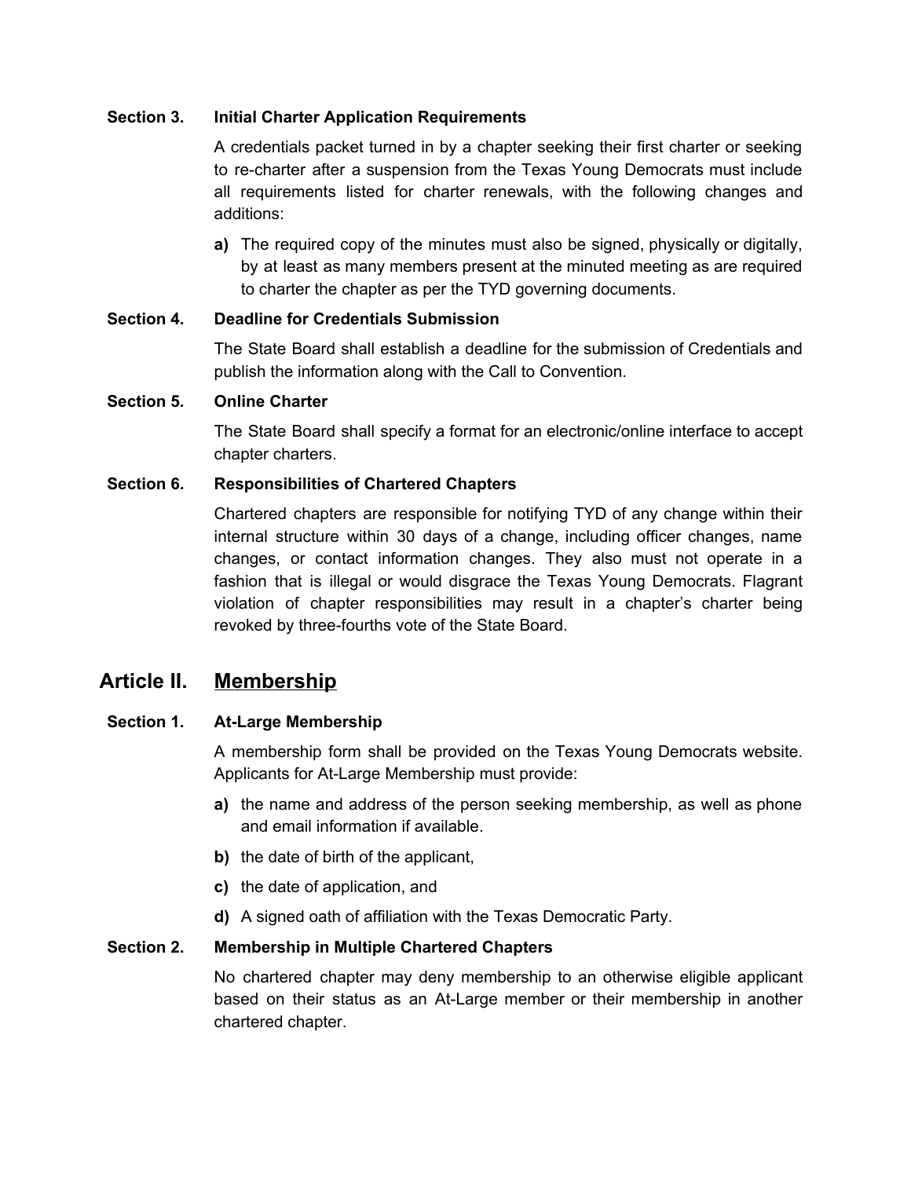### Section 3. Initial Charter Application Requirements

A credentials packet turned in by a chapter seeking their first charter or seeking to re-charter after a suspension from the Texas Young Democrats must include all requirements listed for charter renewals, with the following changes and additions:

**a)** The required copy of the minutes must also be signed, physically or digitally, by at least as many members present at the minuted meeting as are required to charter the chapter as per the TYD governing documents.

### Section 4. Deadline for Credentials Submission

The State Board shall establish a deadline for the submission of Credentials and publish the information along with the Call to Convention.

### Section 5. Online Charter

The State Board shall specify a format for an electronic/online interface to accept chapter charters.

### Section 6. Responsibilities of Chartered Chapters

Chartered chapters are responsible for notifying TYD of any change within their internal structure within 30 days of a change, including officer changes, name changes, or contact information changes. They also must not operate in a fashion that is illegal or would disgrace the Texas Young Democrats. Flagrant violation of chapter responsibilities may result in a chapter's charter being revoked by three-fourths vote of the State Board.

## Article II. <u>Membership</u>

### Section 1. At-Large Membership

A membership form shall be provided on the Texas Young Democrats website. Applicants for At-Large Membership must provide:

**a)** the name and address of the person seeking membership, as well as phone and email information if available.

**b)** the date of birth of the applicant,

**c)** the date of application, and

**d)** A signed oath of affiliation with the Texas Democratic Party.

### Section 2. Membership in Multiple Chartered Chapters

No chartered chapter may deny membership to an otherwise eligible applicant based on their status as an At-Large member or their membership in another chartered chapter.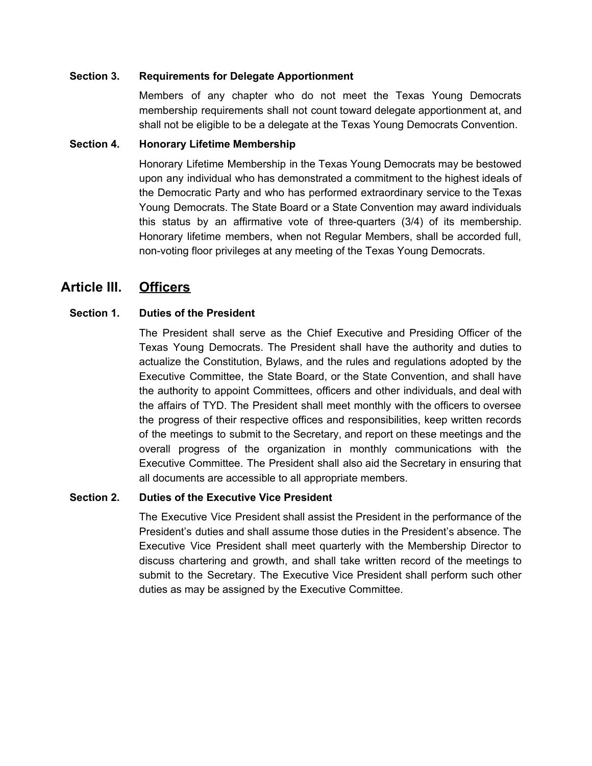### Section 3. Requirements for Delegate Apportionment

Members of any chapter who do not meet the Texas Young Democrats membership requirements shall not count toward delegate apportionment at, and shall not be eligible to be a delegate at the Texas Young Democrats Convention.

### Section 4. Honorary Lifetime Membership

Honorary Lifetime Membership in the Texas Young Democrats may be bestowed upon any individual who has demonstrated a commitment to the highest ideals of the Democratic Party and who has performed extraordinary service to the Texas Young Democrats. The State Board or a State Convention may award individuals this status by an affirmative vote of three-quarters (3/4) of its membership. Honorary lifetime members, when not Regular Members, shall be accorded full, non-voting floor privileges at any meeting of the Texas Young Democrats.

## Article III. Officers

### Section 1. Duties of the President

The President shall serve as the Chief Executive and Presiding Officer of the Texas Young Democrats. The President shall have the authority and duties to actualize the Constitution, Bylaws, and the rules and regulations adopted by the Executive Committee, the State Board, or the State Convention, and shall have the authority to appoint Committees, officers and other individuals, and deal with the affairs of TYD. The President shall meet monthly with the officers to oversee the progress of their respective offices and responsibilities, keep written records of the meetings to submit to the Secretary, and report on these meetings and the overall progress of the organization in monthly communications with the Executive Committee. The President shall also aid the Secretary in ensuring that all documents are accessible to all appropriate members.

### Section 2. Duties of the Executive Vice President

The Executive Vice President shall assist the President in the performance of the President's duties and shall assume those duties in the President's absence. The Executive Vice President shall meet quarterly with the Membership Director to discuss chartering and growth, and shall take written record of the meetings to submit to the Secretary. The Executive Vice President shall perform such other duties as may be assigned by the Executive Committee.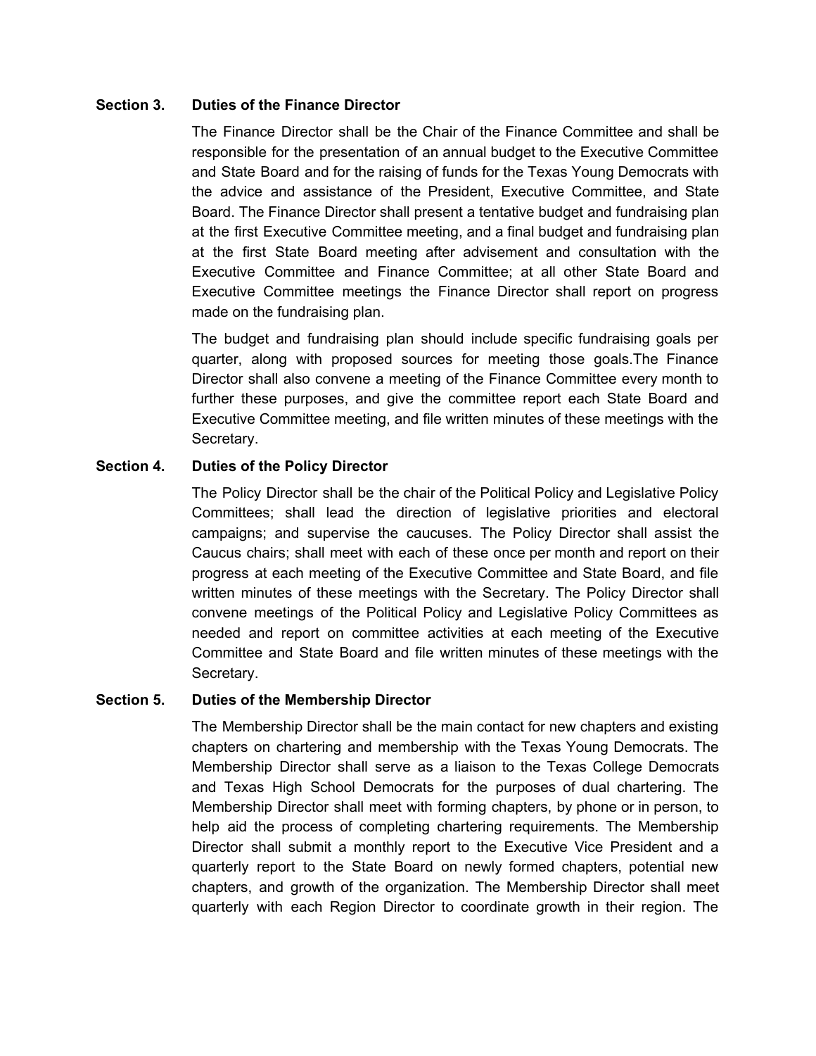**Section 3. Duties of the Finance Director**

The Finance Director shall be the Chair of the Finance Committee and shall be responsible for the presentation of an annual budget to the Executive Committee and State Board and for the raising of funds for the Texas Young Democrats with the advice and assistance of the President, Executive Committee, and State Board. The Finance Director shall present a tentative budget and fundraising plan at the first Executive Committee meeting, and a final budget and fundraising plan at the first State Board meeting after advisement and consultation with the Executive Committee and Finance Committee; at all other State Board and Executive Committee meetings the Finance Director shall report on progress made on the fundraising plan.

The budget and fundraising plan should include specific fundraising goals per quarter, along with proposed sources for meeting those goals.The Finance Director shall also convene a meeting of the Finance Committee every month to further these purposes, and give the committee report each State Board and Executive Committee meeting, and file written minutes of these meetings with the Secretary.

**Section 4. Duties of the Policy Director**

The Policy Director shall be the chair of the Political Policy and Legislative Policy Committees; shall lead the direction of legislative priorities and electoral campaigns; and supervise the caucuses. The Policy Director shall assist the Caucus chairs; shall meet with each of these once per month and report on their progress at each meeting of the Executive Committee and State Board, and file written minutes of these meetings with the Secretary. The Policy Director shall convene meetings of the Political Policy and Legislative Policy Committees as needed and report on committee activities at each meeting of the Executive Committee and State Board and file written minutes of these meetings with the Secretary.

**Section 5. Duties of the Membership Director**

The Membership Director shall be the main contact for new chapters and existing chapters on chartering and membership with the Texas Young Democrats. The Membership Director shall serve as a liaison to the Texas College Democrats and Texas High School Democrats for the purposes of dual chartering. The Membership Director shall meet with forming chapters, by phone or in person, to help aid the process of completing chartering requirements. The Membership Director shall submit a monthly report to the Executive Vice President and a quarterly report to the State Board on newly formed chapters, potential new chapters, and growth of the organization. The Membership Director shall meet quarterly with each Region Director to coordinate growth in their region. The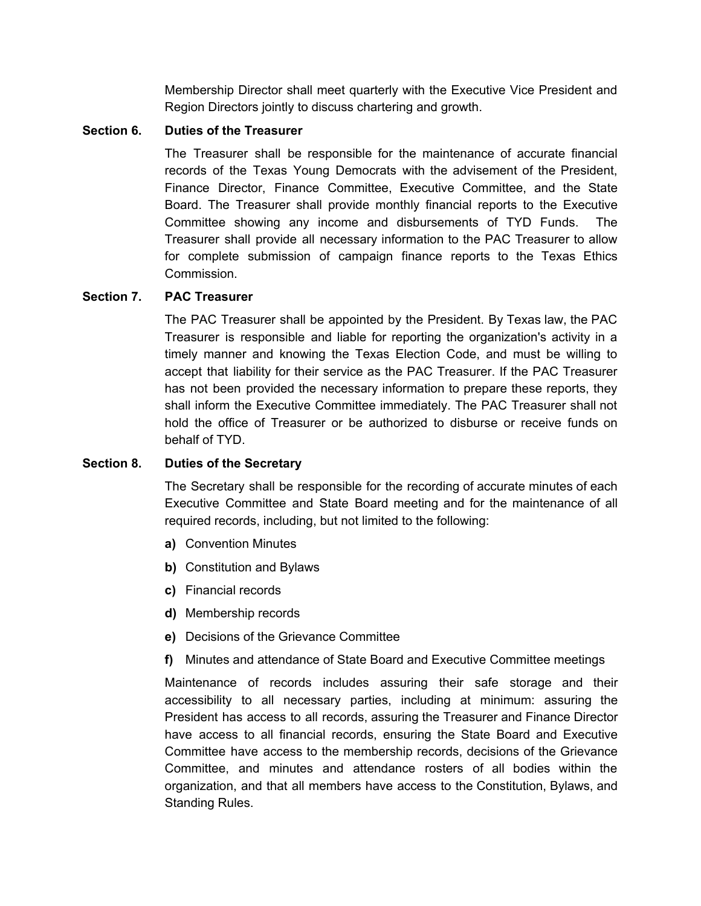Membership Director shall meet quarterly with the Executive Vice President and Region Directors jointly to discuss chartering and growth.

### Section 6. Duties of the Treasurer

The Treasurer shall be responsible for the maintenance of accurate financial records of the Texas Young Democrats with the advisement of the President, Finance Director, Finance Committee, Executive Committee, and the State Board. The Treasurer shall provide monthly financial reports to the Executive Committee showing any income and disbursements of TYD Funds. The Treasurer shall provide all necessary information to the PAC Treasurer to allow for complete submission of campaign finance reports to the Texas Ethics Commission.

### Section 7. PAC Treasurer

The PAC Treasurer shall be appointed by the President. By Texas law, the PAC Treasurer is responsible and liable for reporting the organization's activity in a timely manner and knowing the Texas Election Code, and must be willing to accept that liability for their service as the PAC Treasurer. If the PAC Treasurer has not been provided the necessary information to prepare these reports, they shall inform the Executive Committee immediately. The PAC Treasurer shall not hold the office of Treasurer or be authorized to disburse or receive funds on behalf of TYD.

### Section 8. Duties of the Secretary

The Secretary shall be responsible for the recording of accurate minutes of each Executive Committee and State Board meeting and for the maintenance of all required records, including, but not limited to the following:

- **a)** Convention Minutes
- **b)** Constitution and Bylaws
- **c)** Financial records
- **d)** Membership records
- **e)** Decisions of the Grievance Committee
- **f)** Minutes and attendance of State Board and Executive Committee meetings

Maintenance of records includes assuring their safe storage and their accessibility to all necessary parties, including at minimum: assuring the President has access to all records, assuring the Treasurer and Finance Director have access to all financial records, ensuring the State Board and Executive Committee have access to the membership records, decisions of the Grievance Committee, and minutes and attendance rosters of all bodies within the organization, and that all members have access to the Constitution, Bylaws, and Standing Rules.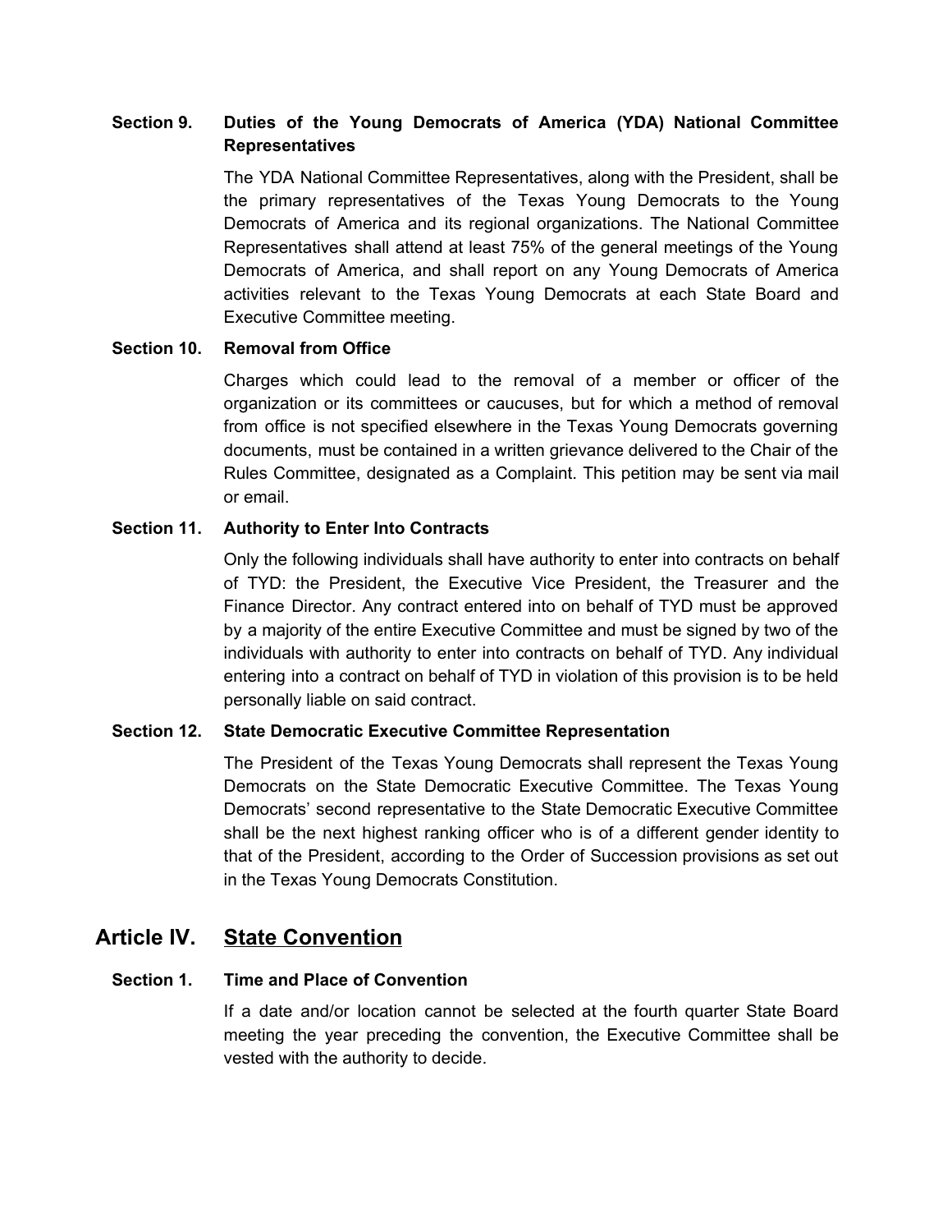### Section 9. Duties of the Young Democrats of America (YDA) National Committee Representatives

The YDA National Committee Representatives, along with the President, shall be the primary representatives of the Texas Young Democrats to the Young Democrats of America and its regional organizations. The National Committee Representatives shall attend at least 75% of the general meetings of the Young Democrats of America, and shall report on any Young Democrats of America activities relevant to the Texas Young Democrats at each State Board and Executive Committee meeting.

### Section 10. Removal from Office

Charges which could lead to the removal of a member or officer of the organization or its committees or caucuses, but for which a method of removal from office is not specified elsewhere in the Texas Young Democrats governing documents, must be contained in a written grievance delivered to the Chair of the Rules Committee, designated as a Complaint. This petition may be sent via mail or email.

### Section 11. Authority to Enter Into Contracts

Only the following individuals shall have authority to enter into contracts on behalf of TYD: the President, the Executive Vice President, the Treasurer and the Finance Director. Any contract entered into on behalf of TYD must be approved by a majority of the entire Executive Committee and must be signed by two of the individuals with authority to enter into contracts on behalf of TYD. Any individual entering into a contract on behalf of TYD in violation of this provision is to be held personally liable on said contract.

### Section 12. State Democratic Executive Committee Representation

The President of the Texas Young Democrats shall represent the Texas Young Democrats on the State Democratic Executive Committee. The Texas Young Democrats' second representative to the State Democratic Executive Committee shall be the next highest ranking officer who is of a different gender identity to that of the President, according to the Order of Succession provisions as set out in the Texas Young Democrats Constitution.

## Article IV. <u>State Convention</u>

### Section 1. Time and Place of Convention

If a date and/or location cannot be selected at the fourth quarter State Board meeting the year preceding the convention, the Executive Committee shall be vested with the authority to decide.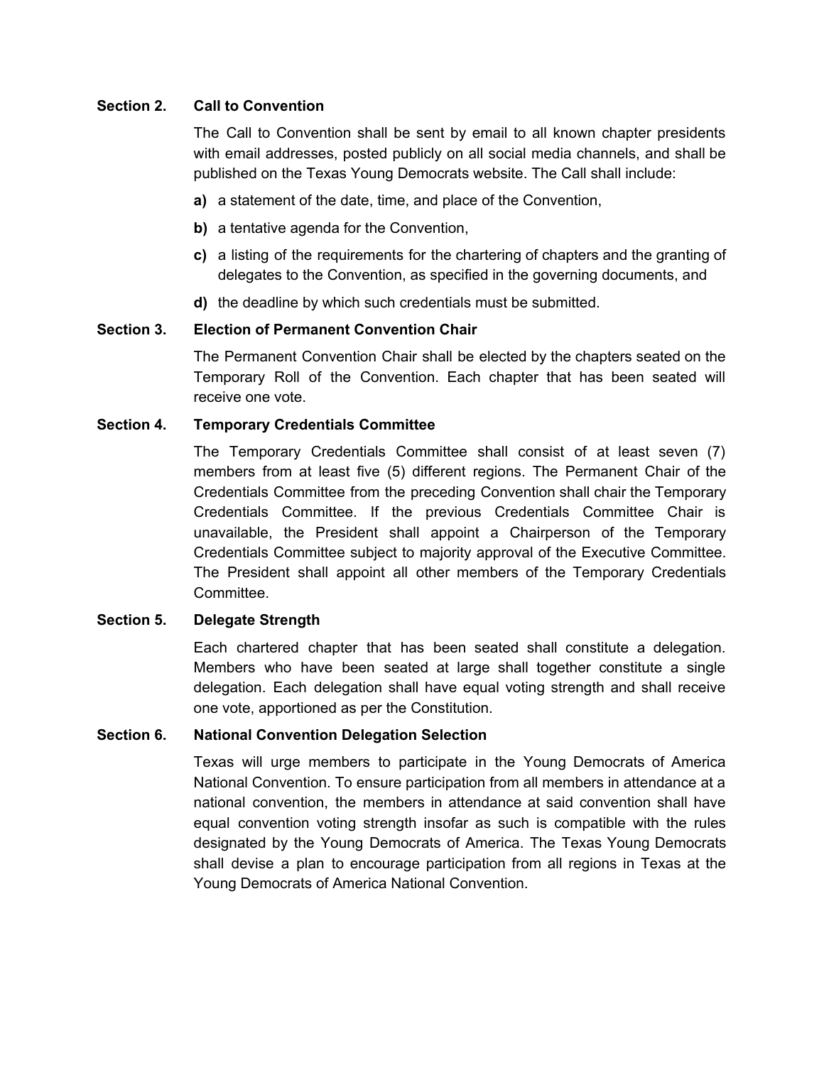**Section 2. Call to Convention**

The Call to Convention shall be sent by email to all known chapter presidents with email addresses, posted publicly on all social media channels, and shall be published on the Texas Young Democrats website. The Call shall include:

**a)** a statement of the date, time, and place of the Convention,

**b)** a tentative agenda for the Convention,

**c)** a listing of the requirements for the chartering of chapters and the granting of delegates to the Convention, as specified in the governing documents, and

**d)** the deadline by which such credentials must be submitted.

**Section 3. Election of Permanent Convention Chair**

The Permanent Convention Chair shall be elected by the chapters seated on the Temporary Roll of the Convention. Each chapter that has been seated will receive one vote.

**Section 4. Temporary Credentials Committee**

The Temporary Credentials Committee shall consist of at least seven (7) members from at least five (5) different regions. The Permanent Chair of the Credentials Committee from the preceding Convention shall chair the Temporary Credentials Committee. If the previous Credentials Committee Chair is unavailable, the President shall appoint a Chairperson of the Temporary Credentials Committee subject to majority approval of the Executive Committee. The President shall appoint all other members of the Temporary Credentials Committee.

**Section 5. Delegate Strength**

Each chartered chapter that has been seated shall constitute a delegation. Members who have been seated at large shall together constitute a single delegation. Each delegation shall have equal voting strength and shall receive one vote, apportioned as per the Constitution.

**Section 6. National Convention Delegation Selection**

Texas will urge members to participate in the Young Democrats of America National Convention. To ensure participation from all members in attendance at a national convention, the members in attendance at said convention shall have equal convention voting strength insofar as such is compatible with the rules designated by the Young Democrats of America. The Texas Young Democrats shall devise a plan to encourage participation from all regions in Texas at the Young Democrats of America National Convention.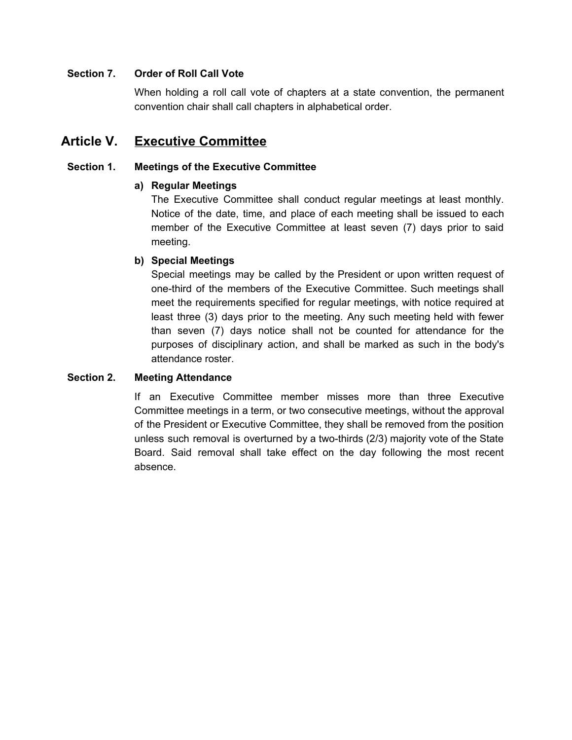### Section 7. Order of Roll Call Vote

When holding a roll call vote of chapters at a state convention, the permanent convention chair shall call chapters in alphabetical order.

## Article V. Executive Committee

### Section 1. Meetings of the Executive Committee

**a) Regular Meetings**
The Executive Committee shall conduct regular meetings at least monthly. Notice of the date, time, and place of each meeting shall be issued to each member of the Executive Committee at least seven (7) days prior to said meeting.

**b) Special Meetings**
Special meetings may be called by the President or upon written request of one-third of the members of the Executive Committee. Such meetings shall meet the requirements specified for regular meetings, with notice required at least three (3) days prior to the meeting. Any such meeting held with fewer than seven (7) days notice shall not be counted for attendance for the purposes of disciplinary action, and shall be marked as such in the body's attendance roster.

### Section 2. Meeting Attendance

If an Executive Committee member misses more than three Executive Committee meetings in a term, or two consecutive meetings, without the approval of the President or Executive Committee, they shall be removed from the position unless such removal is overturned by a two-thirds (2/3) majority vote of the State Board. Said removal shall take effect on the day following the most recent absence.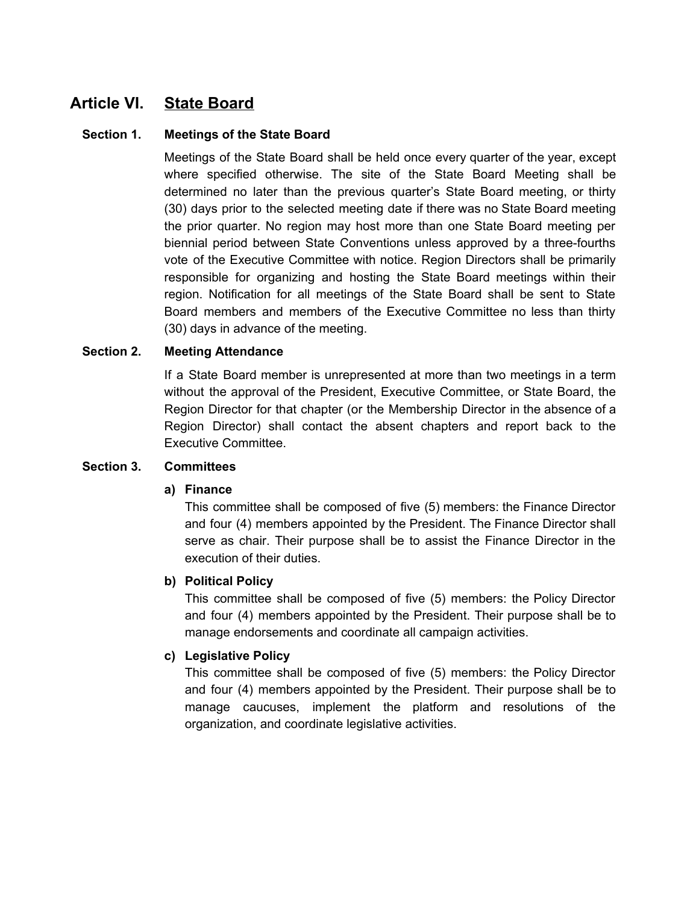## Article VI. State Board

### Section 1. Meetings of the State Board

Meetings of the State Board shall be held once every quarter of the year, except where specified otherwise. The site of the State Board Meeting shall be determined no later than the previous quarter's State Board meeting, or thirty (30) days prior to the selected meeting date if there was no State Board meeting the prior quarter. No region may host more than one State Board meeting per biennial period between State Conventions unless approved by a three-fourths vote of the Executive Committee with notice. Region Directors shall be primarily responsible for organizing and hosting the State Board meetings within their region. Notification for all meetings of the State Board shall be sent to State Board members and members of the Executive Committee no less than thirty (30) days in advance of the meeting.

### Section 2. Meeting Attendance

If a State Board member is unrepresented at more than two meetings in a term without the approval of the President, Executive Committee, or State Board, the Region Director for that chapter (or the Membership Director in the absence of a Region Director) shall contact the absent chapters and report back to the Executive Committee.

### Section 3. Committees

**a) Finance**
This committee shall be composed of five (5) members: the Finance Director and four (4) members appointed by the President. The Finance Director shall serve as chair. Their purpose shall be to assist the Finance Director in the execution of their duties.

**b) Political Policy**
This committee shall be composed of five (5) members: the Policy Director and four (4) members appointed by the President. Their purpose shall be to manage endorsements and coordinate all campaign activities.

**c) Legislative Policy**
This committee shall be composed of five (5) members: the Policy Director and four (4) members appointed by the President. Their purpose shall be to manage caucuses, implement the platform and resolutions of the organization, and coordinate legislative activities.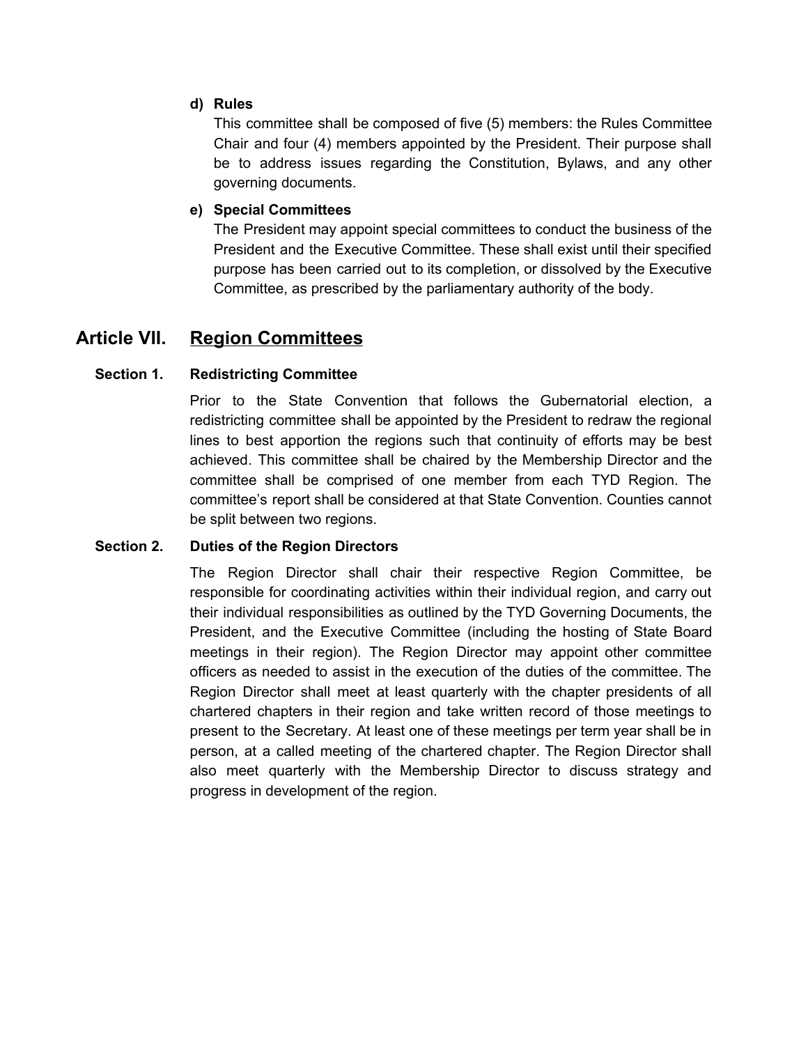**d) Rules**

This committee shall be composed of five (5) members: the Rules Committee Chair and four (4) members appointed by the President. Their purpose shall be to address issues regarding the Constitution, Bylaws, and any other governing documents.

**e) Special Committees**

The President may appoint special committees to conduct the business of the President and the Executive Committee. These shall exist until their specified purpose has been carried out to its completion, or dissolved by the Executive Committee, as prescribed by the parliamentary authority of the body.

## Article VII. Region Committees

### Section 1. Redistricting Committee

Prior to the State Convention that follows the Gubernatorial election, a redistricting committee shall be appointed by the President to redraw the regional lines to best apportion the regions such that continuity of efforts may be best achieved. This committee shall be chaired by the Membership Director and the committee shall be comprised of one member from each TYD Region. The committee's report shall be considered at that State Convention. Counties cannot be split between two regions.

### Section 2. Duties of the Region Directors

The Region Director shall chair their respective Region Committee, be responsible for coordinating activities within their individual region, and carry out their individual responsibilities as outlined by the TYD Governing Documents, the President, and the Executive Committee (including the hosting of State Board meetings in their region). The Region Director may appoint other committee officers as needed to assist in the execution of the duties of the committee. The Region Director shall meet at least quarterly with the chapter presidents of all chartered chapters in their region and take written record of those meetings to present to the Secretary. At least one of these meetings per term year shall be in person, at a called meeting of the chartered chapter. The Region Director shall also meet quarterly with the Membership Director to discuss strategy and progress in development of the region.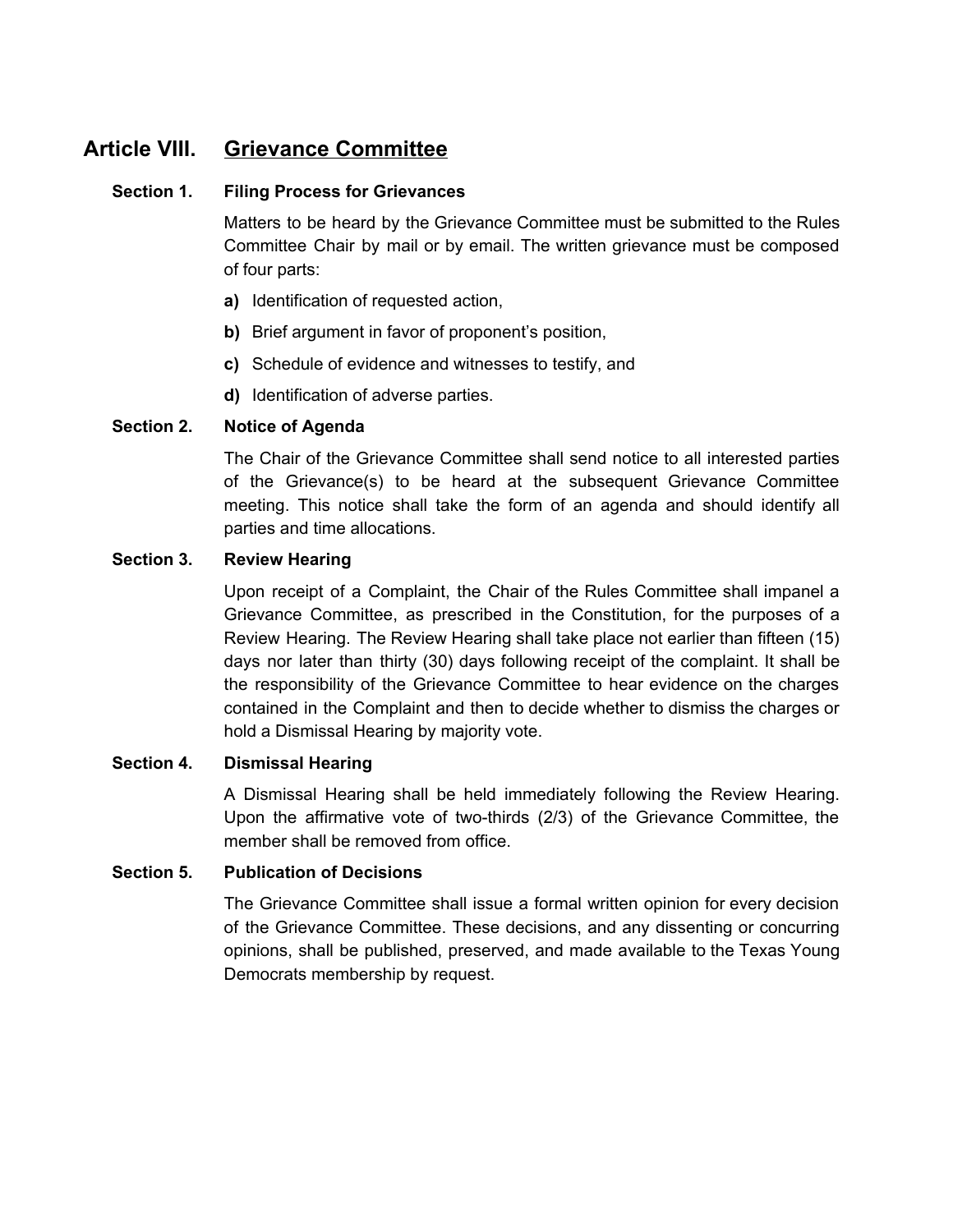## Article VIII. Grievance Committee

### Section 1. Filing Process for Grievances

Matters to be heard by the Grievance Committee must be submitted to the Rules Committee Chair by mail or by email. The written grievance must be composed of four parts:

**a)** Identification of requested action,

**b)** Brief argument in favor of proponent's position,

**c)** Schedule of evidence and witnesses to testify, and

**d)** Identification of adverse parties.

### Section 2. Notice of Agenda

The Chair of the Grievance Committee shall send notice to all interested parties of the Grievance(s) to be heard at the subsequent Grievance Committee meeting. This notice shall take the form of an agenda and should identify all parties and time allocations.

### Section 3. Review Hearing

Upon receipt of a Complaint, the Chair of the Rules Committee shall impanel a Grievance Committee, as prescribed in the Constitution, for the purposes of a Review Hearing. The Review Hearing shall take place not earlier than fifteen (15) days nor later than thirty (30) days following receipt of the complaint. It shall be the responsibility of the Grievance Committee to hear evidence on the charges contained in the Complaint and then to decide whether to dismiss the charges or hold a Dismissal Hearing by majority vote.

### Section 4. Dismissal Hearing

A Dismissal Hearing shall be held immediately following the Review Hearing. Upon the affirmative vote of two-thirds (2/3) of the Grievance Committee, the member shall be removed from office.

### Section 5. Publication of Decisions

The Grievance Committee shall issue a formal written opinion for every decision of the Grievance Committee. These decisions, and any dissenting or concurring opinions, shall be published, preserved, and made available to the Texas Young Democrats membership by request.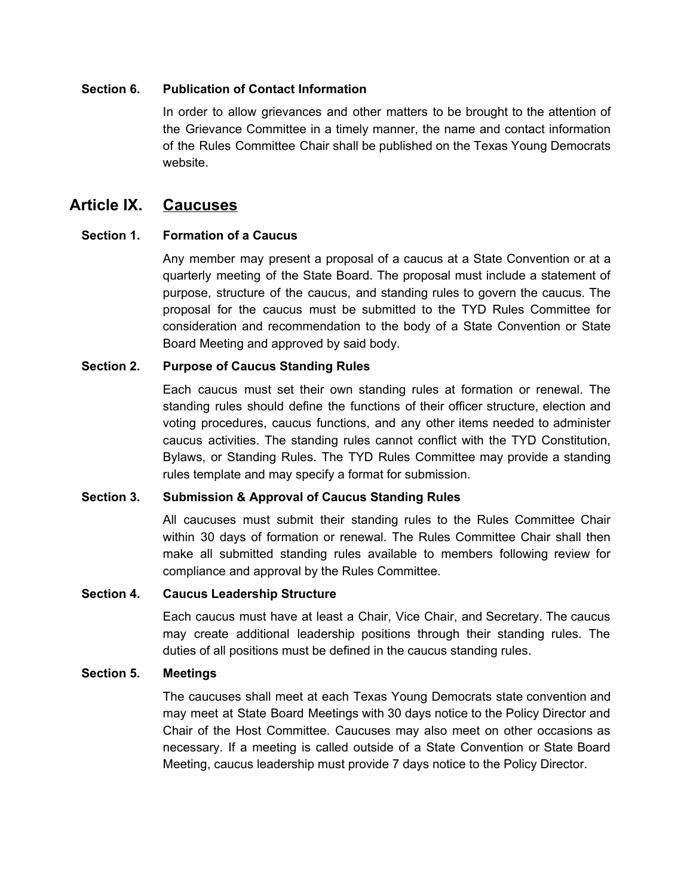### Section 6. Publication of Contact Information

In order to allow grievances and other matters to be brought to the attention of the Grievance Committee in a timely manner, the name and contact information of the Rules Committee Chair shall be published on the Texas Young Democrats website.

## Article IX. Caucuses

### Section 1. Formation of a Caucus

Any member may present a proposal of a caucus at a State Convention or at a quarterly meeting of the State Board. The proposal must include a statement of purpose, structure of the caucus, and standing rules to govern the caucus. The proposal for the caucus must be submitted to the TYD Rules Committee for consideration and recommendation to the body of a State Convention or State Board Meeting and approved by said body.

### Section 2. Purpose of Caucus Standing Rules

Each caucus must set their own standing rules at formation or renewal. The standing rules should define the functions of their officer structure, election and voting procedures, caucus functions, and any other items needed to administer caucus activities. The standing rules cannot conflict with the TYD Constitution, Bylaws, or Standing Rules. The TYD Rules Committee may provide a standing rules template and may specify a format for submission.

### Section 3. Submission & Approval of Caucus Standing Rules

All caucuses must submit their standing rules to the Rules Committee Chair within 30 days of formation or renewal. The Rules Committee Chair shall then make all submitted standing rules available to members following review for compliance and approval by the Rules Committee.

### Section 4. Caucus Leadership Structure

Each caucus must have at least a Chair, Vice Chair, and Secretary. The caucus may create additional leadership positions through their standing rules. The duties of all positions must be defined in the caucus standing rules.

### Section 5. Meetings

The caucuses shall meet at each Texas Young Democrats state convention and may meet at State Board Meetings with 30 days notice to the Policy Director and Chair of the Host Committee. Caucuses may also meet on other occasions as necessary. If a meeting is called outside of a State Convention or State Board Meeting, caucus leadership must provide 7 days notice to the Policy Director.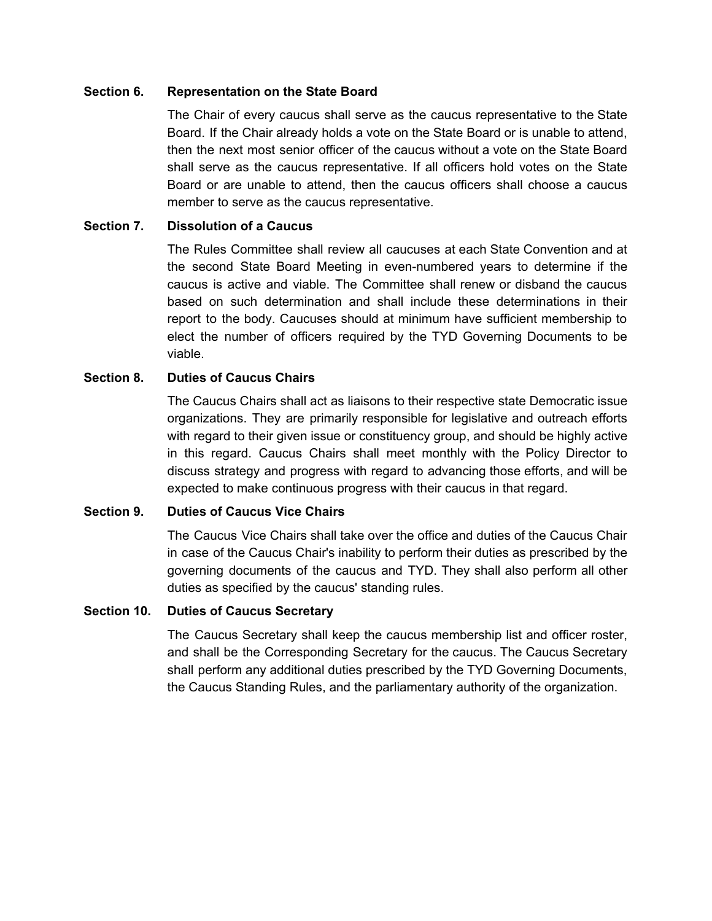### Section 6. Representation on the State Board

The Chair of every caucus shall serve as the caucus representative to the State Board. If the Chair already holds a vote on the State Board or is unable to attend, then the next most senior officer of the caucus without a vote on the State Board shall serve as the caucus representative. If all officers hold votes on the State Board or are unable to attend, then the caucus officers shall choose a caucus member to serve as the caucus representative.

### Section 7. Dissolution of a Caucus

The Rules Committee shall review all caucuses at each State Convention and at the second State Board Meeting in even-numbered years to determine if the caucus is active and viable. The Committee shall renew or disband the caucus based on such determination and shall include these determinations in their report to the body. Caucuses should at minimum have sufficient membership to elect the number of officers required by the TYD Governing Documents to be viable.

### Section 8. Duties of Caucus Chairs

The Caucus Chairs shall act as liaisons to their respective state Democratic issue organizations. They are primarily responsible for legislative and outreach efforts with regard to their given issue or constituency group, and should be highly active in this regard. Caucus Chairs shall meet monthly with the Policy Director to discuss strategy and progress with regard to advancing those efforts, and will be expected to make continuous progress with their caucus in that regard.

### Section 9. Duties of Caucus Vice Chairs

The Caucus Vice Chairs shall take over the office and duties of the Caucus Chair in case of the Caucus Chair's inability to perform their duties as prescribed by the governing documents of the caucus and TYD. They shall also perform all other duties as specified by the caucus' standing rules.

### Section 10. Duties of Caucus Secretary

The Caucus Secretary shall keep the caucus membership list and officer roster, and shall be the Corresponding Secretary for the caucus. The Caucus Secretary shall perform any additional duties prescribed by the TYD Governing Documents, the Caucus Standing Rules, and the parliamentary authority of the organization.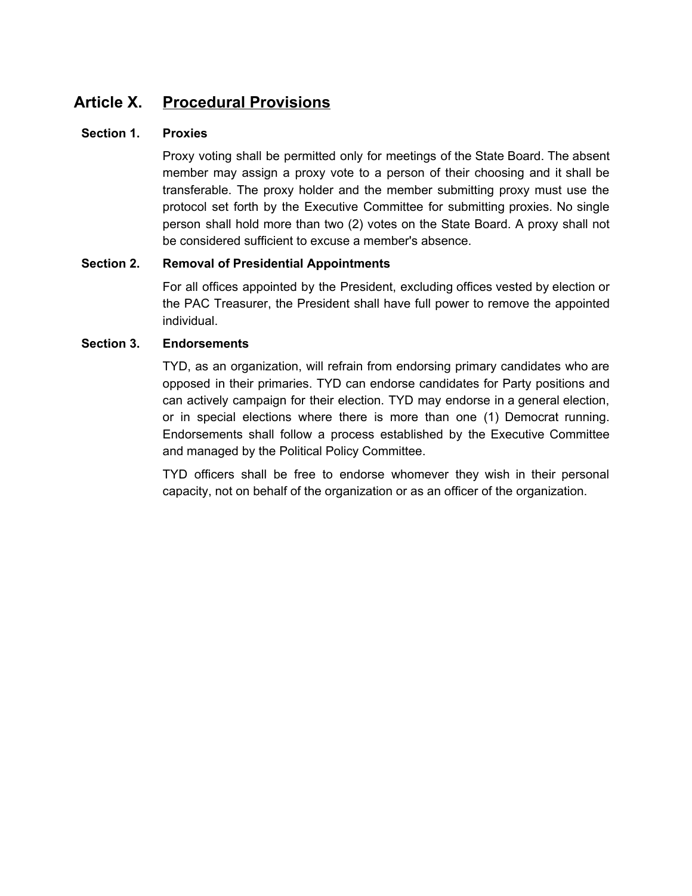# Article X. Procedural Provisions

### Section 1. Proxies

Proxy voting shall be permitted only for meetings of the State Board. The absent member may assign a proxy vote to a person of their choosing and it shall be transferable. The proxy holder and the member submitting proxy must use the protocol set forth by the Executive Committee for submitting proxies. No single person shall hold more than two (2) votes on the State Board. A proxy shall not be considered sufficient to excuse a member's absence.

### Section 2. Removal of Presidential Appointments

For all offices appointed by the President, excluding offices vested by election or the PAC Treasurer, the President shall have full power to remove the appointed individual.

### Section 3. Endorsements

TYD, as an organization, will refrain from endorsing primary candidates who are opposed in their primaries. TYD can endorse candidates for Party positions and can actively campaign for their election. TYD may endorse in a general election, or in special elections where there is more than one (1) Democrat running. Endorsements shall follow a process established by the Executive Committee and managed by the Political Policy Committee.

TYD officers shall be free to endorse whomever they wish in their personal capacity, not on behalf of the organization or as an officer of the organization.